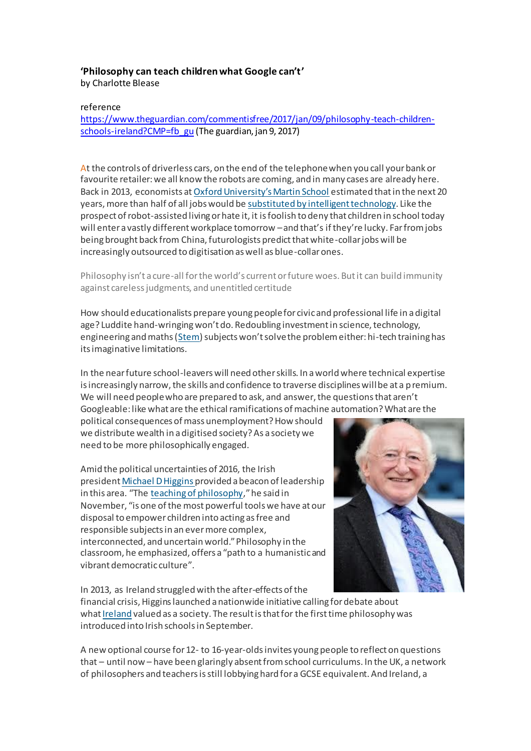**'Philosophy can teach children what Google can't'**
by Charlotte Blease

reference
[https://www.theguardian.com/commentisfree/2017/jan/09/philosophy-teach-children-schools-ireland?CMP=fb_gu](https://www.theguardian.com/commentisfree/2017/jan/09/philosophy-teach-children-schools-ireland?CMP=fb_gu) (The guardian, jan 9, 2017)

At the controls of driverless cars, on the end of the telephone when you call your bank or favourite retailer: we all know the robots are coming, and in many cases are already here. Back in 2013, economists at Oxford University's Martin School estimated that in the next 20 years, more than half of all jobs would be substituted by intelligent technology. Like the prospect of robot-assisted living or hate it, it is foolish to deny that children in school today will enter a vastly different workplace tomorrow – and that's if they're lucky. Far from jobs being brought back from China, futurologists predict that white-collar jobs will be increasingly outsourced to digitisation as well as blue-collar ones.

Philosophy isn't a cure-all for the world's current or future woes. But it can build immunity against careless judgments, and unentitled certitude

How should educationalists prepare young people for civic and professional life in a digital age? Luddite hand-wringing won't do. Redoubling investment in science, technology, engineering and maths (Stem) subjects won't solve the problem either: hi-tech training has its imaginative limitations.

In the near future school-leavers will need other skills. In a world where technical expertise is increasingly narrow, the skills and confidence to traverse disciplines will be at a premium. We will need people who are prepared to ask, and answer, the questions that aren't Googleable: like what are the ethical ramifications of machine automation? What are the political consequences of mass unemployment? How should we distribute wealth in a digitised society? As a society we need to be more philosophically engaged.

Amid the political uncertainties of 2016, the Irish president Michael D Higgins provided a beacon of leadership in this area. "The teaching of philosophy," he said in November, "is one of the most powerful tools we have at our disposal to empower children into acting as free and responsible subjects in an ever more complex, interconnected, and uncertain world." Philosophy in the classroom, he emphasized, offers a "path to a humanistic and vibrant democratic culture".

In 2013, as Ireland struggled with the after-effects of the financial crisis, Higgins launched a nationwide initiative calling for debate about what Ireland valued as a society. The result is that for the first time philosophy was introduced into Irish schools in September.

A new optional course for 12- to 16-year-olds invites young people to reflect on questions that – until now – have been glaringly absent from school curriculums. In the UK, a network of philosophers and teachers is still lobbying hard for a GCSE equivalent. And Ireland, a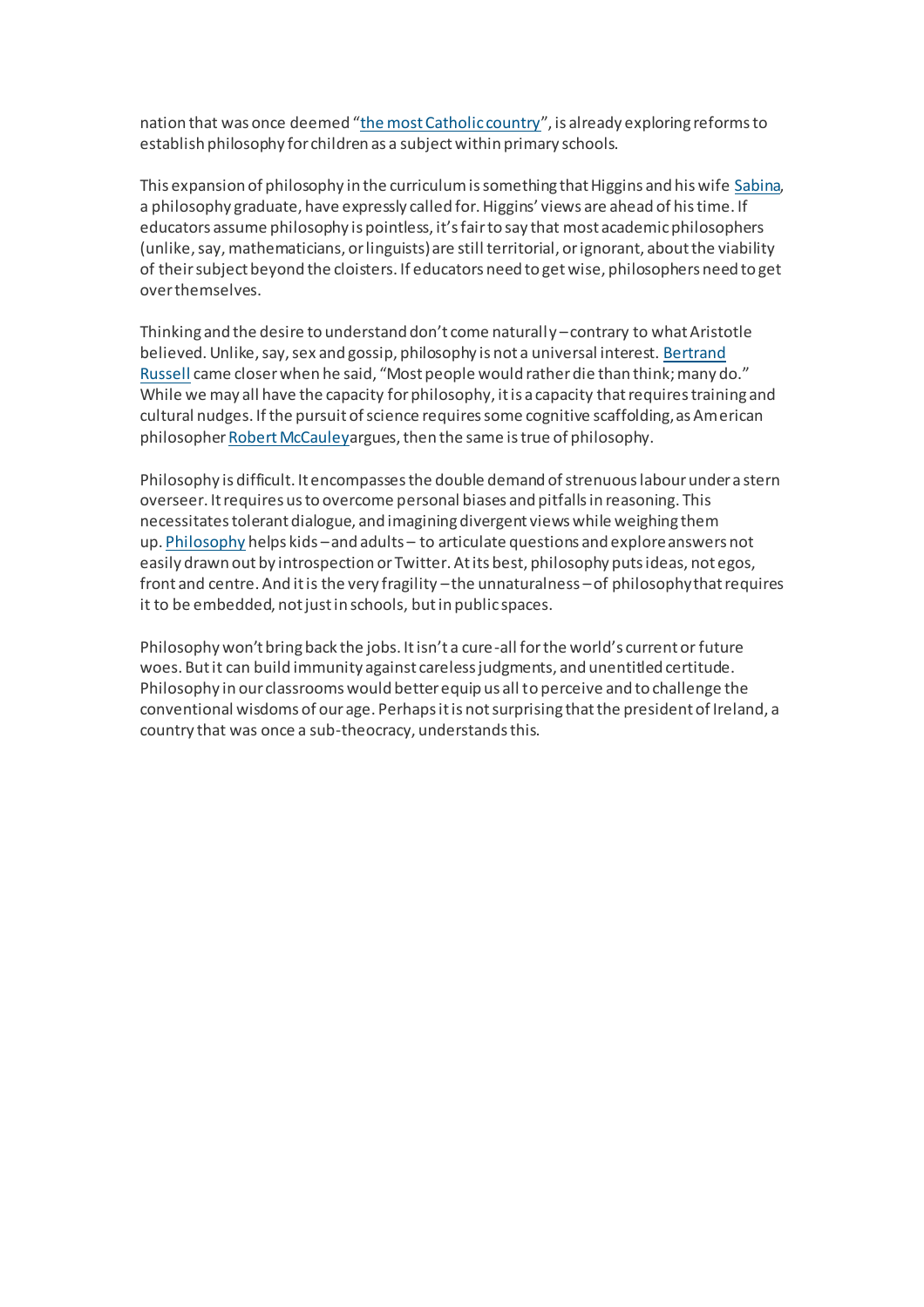nation that was once deemed "the most Catholic country", is already exploring reforms to establish philosophy for children as a subject within primary schools.

This expansion of philosophy in the curriculum is something that Higgins and his wife Sabina, a philosophy graduate, have expressly called for. Higgins' views are ahead of his time. If educators assume philosophy is pointless, it's fair to say that most academic philosophers (unlike, say, mathematicians, or linguists) are still territorial, or ignorant, about the viability of their subject beyond the cloisters. If educators need to get wise, philosophers need to get over themselves.

Thinking and the desire to understand don't come naturally – contrary to what Aristotle believed. Unlike, say, sex and gossip, philosophy is not a universal interest. Bertrand Russell came closer when he said, "Most people would rather die than think; many do." While we may all have the capacity for philosophy, it is a capacity that requires training and cultural nudges. If the pursuit of science requires some cognitive scaffolding, as American philosopher Robert McCauley argues, then the same is true of philosophy.

Philosophy is difficult. It encompasses the double demand of strenuous labour under a stern overseer. It requires us to overcome personal biases and pitfalls in reasoning. This necessitates tolerant dialogue, and imagining divergent views while weighing them up. Philosophy helps kids – and adults – to articulate questions and explore answers not easily drawn out by introspection or Twitter. At its best, philosophy puts ideas, not egos, front and centre. And it is the very fragility – the unnaturalness – of philosophy that requires it to be embedded, not just in schools, but in public spaces.

Philosophy won't bring back the jobs. It isn't a cure-all for the world's current or future woes. But it can build immunity against careless judgments, and unentitled certitude. Philosophy in our classrooms would better equip us all to perceive and to challenge the conventional wisdoms of our age. Perhaps it is not surprising that the president of Ireland, a country that was once a sub-theocracy, understands this.